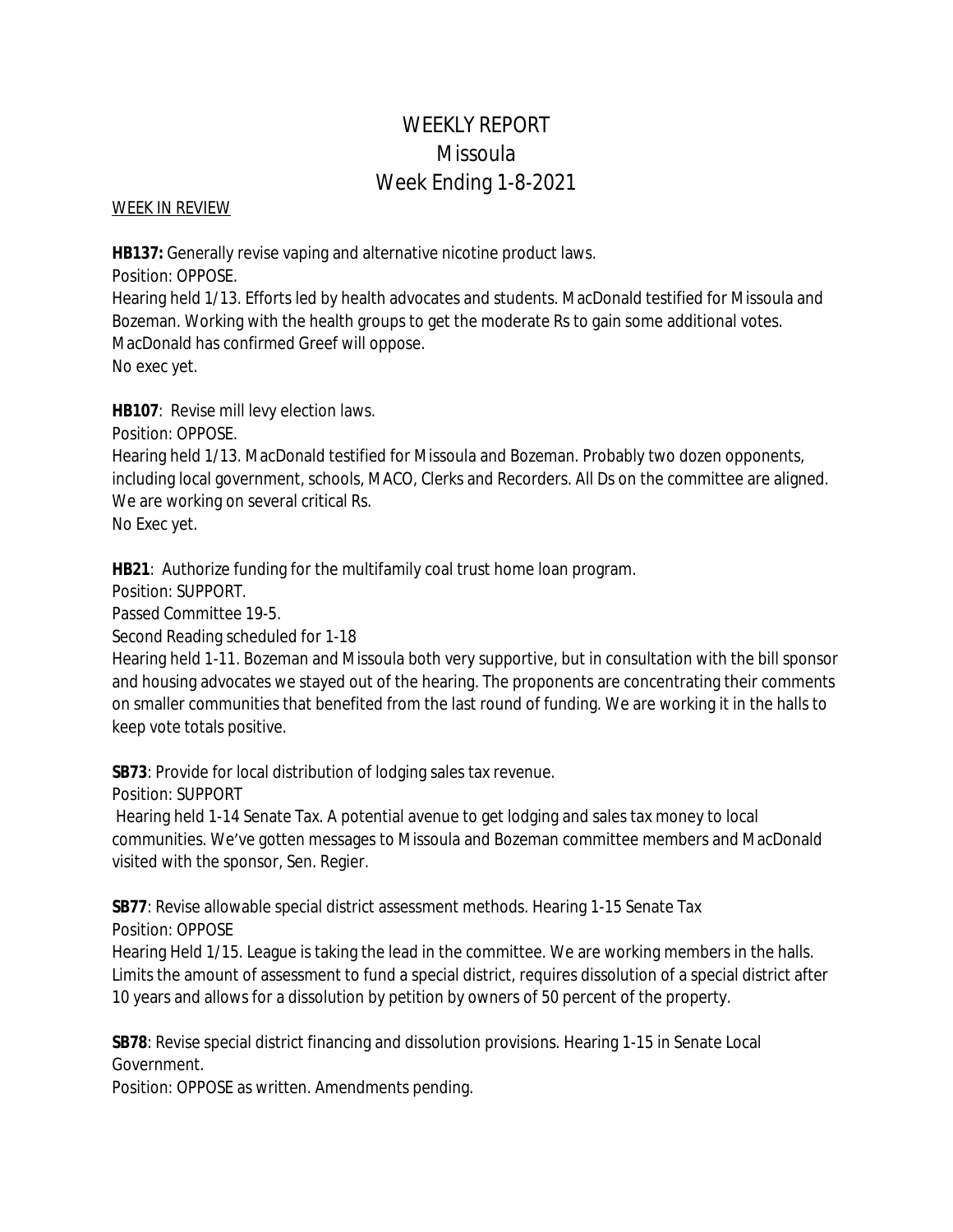# WEEKLY REPORT
# Missoula
# Week Ending 1-8-2021

WEEK IN REVIEW

**HB137:** Generally revise vaping and alternative nicotine product laws.
Position: OPPOSE.
Hearing held 1/13. Efforts led by health advocates and students. MacDonald testified for Missoula and Bozeman. Working with the health groups to get the moderate Rs to gain some additional votes. MacDonald has confirmed Greef will oppose.
No exec yet.

**HB107**: Revise mill levy election laws.
Position: OPPOSE.
Hearing held 1/13. MacDonald testified for Missoula and Bozeman. Probably two dozen opponents, including local government, schools, MACO, Clerks and Recorders. All Ds on the committee are aligned. We are working on several critical Rs.
No Exec yet.

**HB21**: Authorize funding for the multifamily coal trust home loan program.
Position: SUPPORT.
Passed Committee 19-5.
Second Reading scheduled for 1-18
Hearing held 1-11. Bozeman and Missoula both very supportive, but in consultation with the bill sponsor and housing advocates we stayed out of the hearing. The proponents are concentrating their comments on smaller communities that benefited from the last round of funding. We are working it in the halls to keep vote totals positive.

**SB73**: Provide for local distribution of lodging sales tax revenue.
Position: SUPPORT
Hearing held 1-14 Senate Tax. A potential avenue to get lodging and sales tax money to local communities. We've gotten messages to Missoula and Bozeman committee members and MacDonald visited with the sponsor, Sen. Regier.

**SB77**: Revise allowable special district assessment methods. Hearing 1-15 Senate Tax
Position: OPPOSE
Hearing Held 1/15. League is taking the lead in the committee. We are working members in the halls. Limits the amount of assessment to fund a special district, requires dissolution of a special district after 10 years and allows for a dissolution by petition by owners of 50 percent of the property.

**SB78**: Revise special district financing and dissolution provisions. Hearing 1-15 in Senate Local Government.
Position: OPPOSE as written. Amendments pending.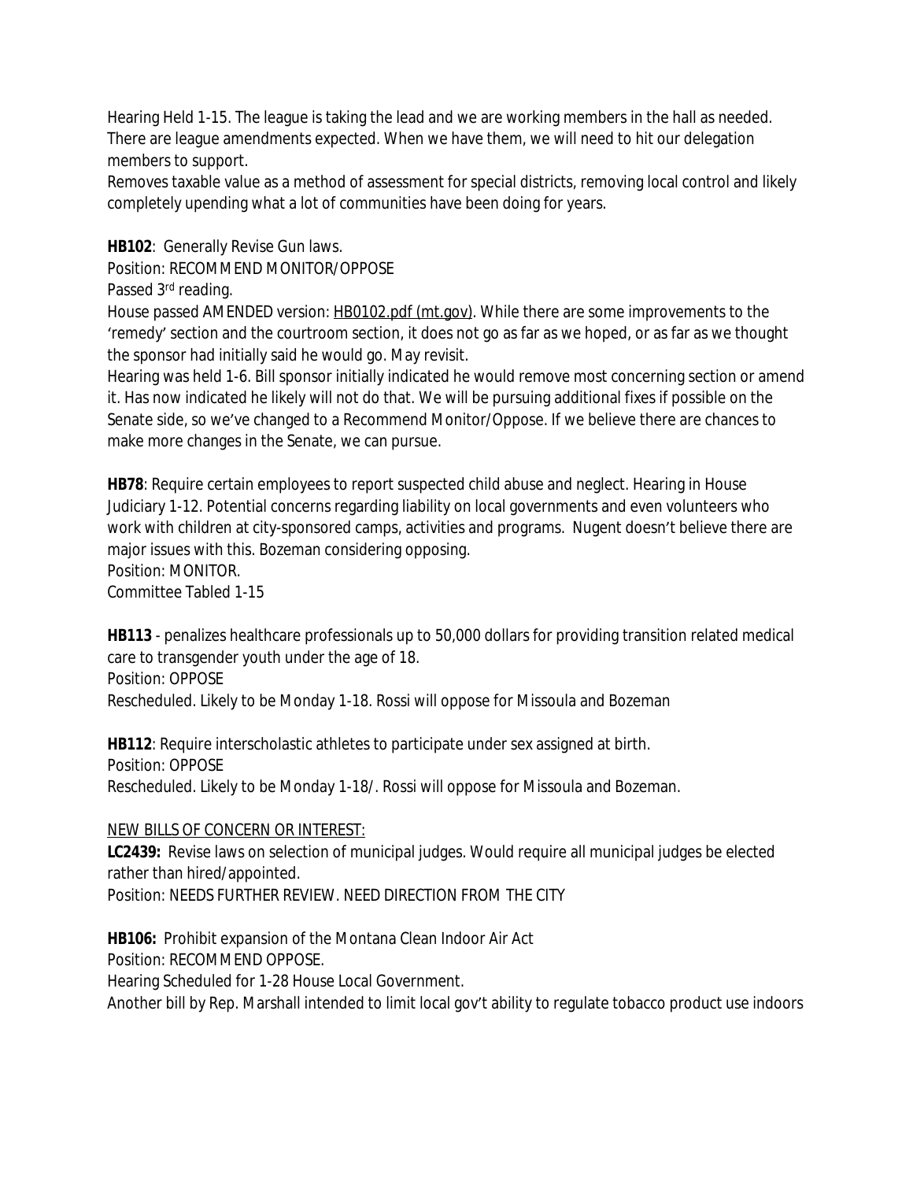Hearing Held 1-15. The league is taking the lead and we are working members in the hall as needed. There are league amendments expected. When we have them, we will need to hit our delegation members to support.

Removes taxable value as a method of assessment for special districts, removing local control and likely completely upending what a lot of communities have been doing for years.

**HB102**: Generally Revise Gun laws.

Position: RECOMMEND MONITOR/OPPOSE

Passed 3rd reading.

House passed AMENDED version: HB0102.pdf (mt.gov). While there are some improvements to the 'remedy' section and the courtroom section, it does not go as far as we hoped, or as far as we thought the sponsor had initially said he would go. May revisit.

Hearing was held 1-6. Bill sponsor initially indicated he would remove most concerning section or amend it. Has now indicated he likely will not do that. We will be pursuing additional fixes if possible on the Senate side, so we've changed to a Recommend Monitor/Oppose. If we believe there are chances to make more changes in the Senate, we can pursue.

**HB78**: Require certain employees to report suspected child abuse and neglect. Hearing in House Judiciary 1-12. Potential concerns regarding liability on local governments and even volunteers who work with children at city-sponsored camps, activities and programs. Nugent doesn't believe there are major issues with this. Bozeman considering opposing.

Position: MONITOR.

Committee Tabled 1-15

**HB113** - penalizes healthcare professionals up to 50,000 dollars for providing transition related medical care to transgender youth under the age of 18.

Position: OPPOSE

Rescheduled. Likely to be Monday 1-18. Rossi will oppose for Missoula and Bozeman

**HB112**: Require interscholastic athletes to participate under sex assigned at birth.

Position: OPPOSE

Rescheduled. Likely to be Monday 1-18/. Rossi will oppose for Missoula and Bozeman.

NEW BILLS OF CONCERN OR INTEREST:

**LC2439:** Revise laws on selection of municipal judges. Would require all municipal judges be elected rather than hired/appointed.

Position: NEEDS FURTHER REVIEW. NEED DIRECTION FROM THE CITY

**HB106:** Prohibit expansion of the Montana Clean Indoor Air Act

Position: RECOMMEND OPPOSE.

Hearing Scheduled for 1-28 House Local Government.

Another bill by Rep. Marshall intended to limit local gov't ability to regulate tobacco product use indoors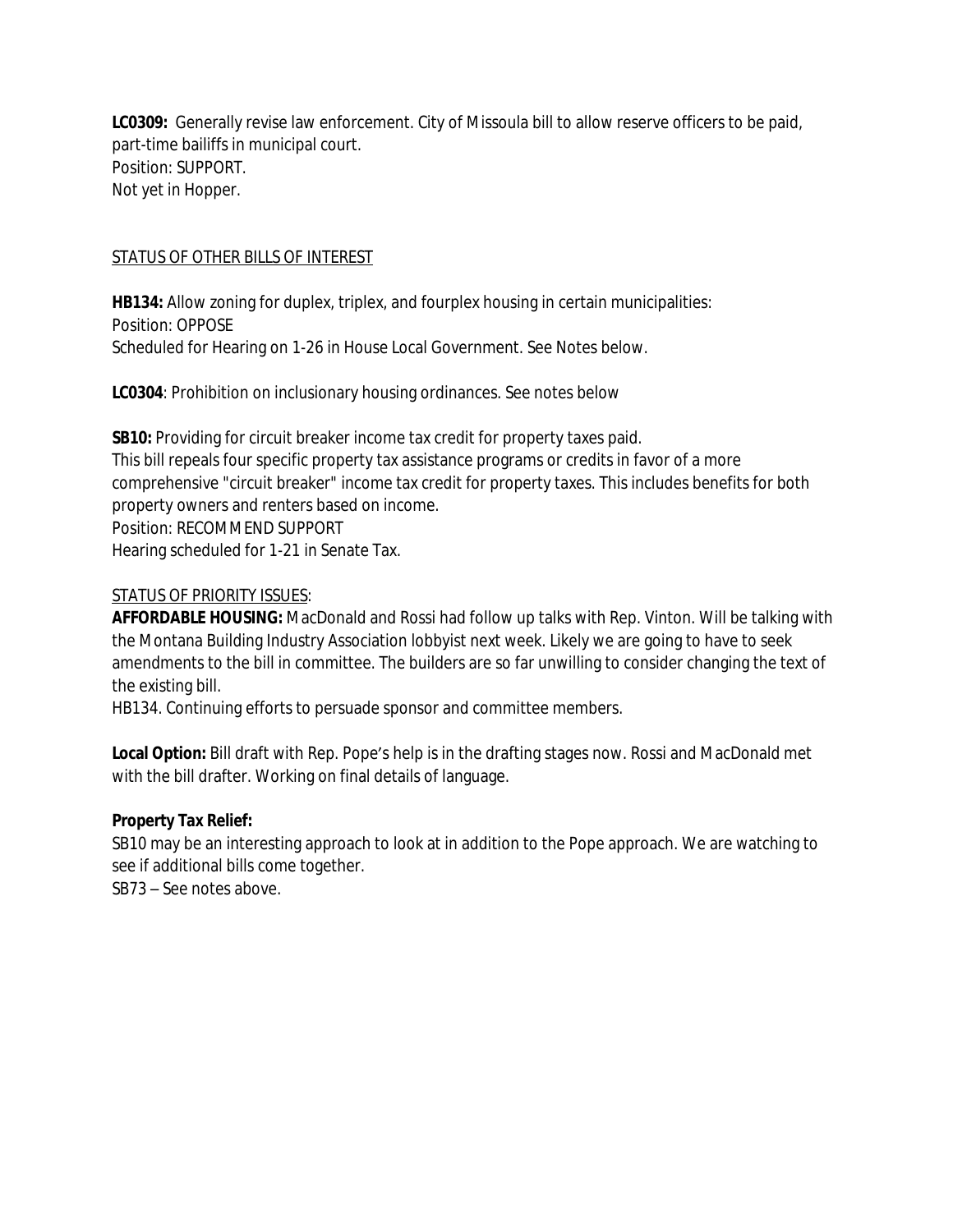**LC0309:** Generally revise law enforcement. City of Missoula bill to allow reserve officers to be paid, part-time bailiffs in municipal court.
Position: SUPPORT.
Not yet in Hopper.

<u>STATUS OF OTHER BILLS OF INTEREST</u>

**HB134:** Allow zoning for duplex, triplex, and fourplex housing in certain municipalities:
Position: OPPOSE
Scheduled for Hearing on 1-26 in House Local Government. See Notes below.

**LC0304**: Prohibition on inclusionary housing ordinances. See notes below

**SB10:** Providing for circuit breaker income tax credit for property taxes paid.
This bill repeals four specific property tax assistance programs or credits in favor of a more comprehensive "circuit breaker" income tax credit for property taxes. This includes benefits for both property owners and renters based on income.
Position: RECOMMEND SUPPORT
Hearing scheduled for 1-21 in Senate Tax.

<u>STATUS OF PRIORITY ISSUES</u>:
**AFFORDABLE HOUSING:** MacDonald and Rossi had follow up talks with Rep. Vinton. Will be talking with the Montana Building Industry Association lobbyist next week. Likely we are going to have to seek amendments to the bill in committee. The builders are so far unwilling to consider changing the text of the existing bill.
HB134. Continuing efforts to persuade sponsor and committee members.

**Local Option:** Bill draft with Rep. Pope's help is in the drafting stages now. Rossi and MacDonald met with the bill drafter. Working on final details of language.

**Property Tax Relief:**
SB10 may be an interesting approach to look at in addition to the Pope approach. We are watching to see if additional bills come together.
SB73 – See notes above.